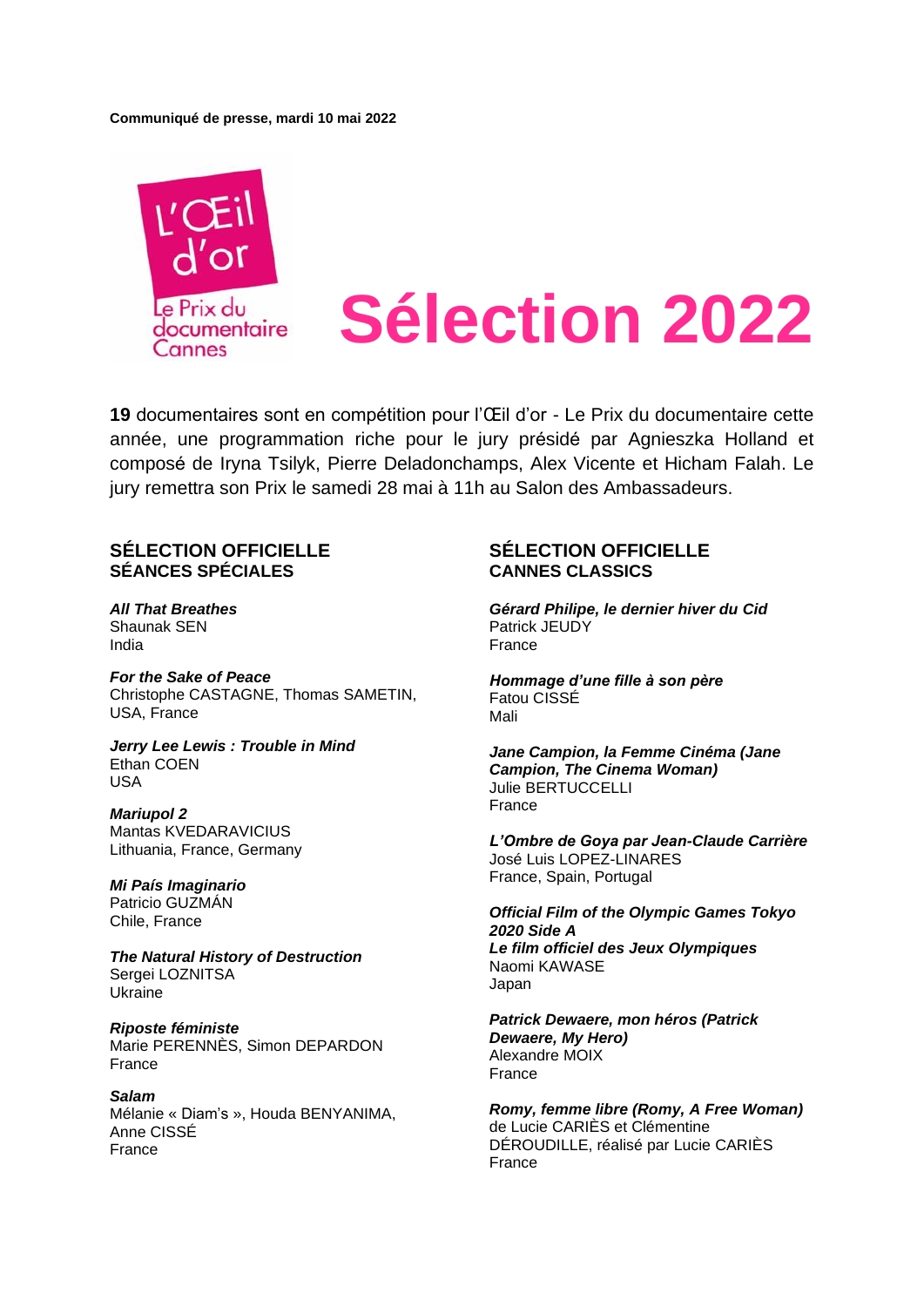**Communiqué de presse, mardi 10 mai 2022**

L'Œil d'or

Le Prix du documentaire Cannes

# Sélection 2022

**19** documentaires sont en compétition pour l'Œil d'or - Le Prix du documentaire cette année, une programmation riche pour le jury présidé par Agnieszka Holland et composé de Iryna Tsilyk, Pierre Deladonchamps, Alex Vicente et Hicham Falah. Le jury remettra son Prix le samedi 28 mai à 11h au Salon des Ambassadeurs.

## SÉLECTION OFFICIELLE
## SÉANCES SPÉCIALES

***All That Breathes***
Shaunak SEN
India

***For the Sake of Peace***
Christophe CASTAGNE, Thomas SAMETIN,
USA, France

***Jerry Lee Lewis : Trouble in Mind***
Ethan COEN
USA

***Mariupol 2***
Mantas KVEDARAVICIUS
Lithuania, France, Germany

***Mi País Imaginario***
Patricio GUZMÁN
Chile, France

***The Natural History of Destruction***
Sergei LOZNITSA
Ukraine

***Riposte féministe***
Marie PERENNÈS, Simon DEPARDON
France

***Salam***
Mélanie « Diam's », Houda BENYANIMA,
Anne CISSÉ
France

## SÉLECTION OFFICIELLE
## CANNES CLASSICS

***Gérard Philipe, le dernier hiver du Cid***
Patrick JEUDY
France

***Hommage d'une fille à son père***
Fatou CISSÉ
Mali

***Jane Campion, la Femme Cinéma (Jane Campion, The Cinema Woman)***
Julie BERTUCCELLI
France

***L'Ombre de Goya par Jean-Claude Carrière***
José Luis LOPEZ-LINARES
France, Spain, Portugal

***Official Film of the Olympic Games Tokyo 2020 Side A***
***Le film officiel des Jeux Olympiques***
Naomi KAWASE
Japan

***Patrick Dewaere, mon héros (Patrick Dewaere, My Hero)***
Alexandre MOIX
France

***Romy, femme libre (Romy, A Free Woman)***
de Lucie CARIÈS et Clémentine DÉROUDILLE, réalisé par Lucie CARIÈS
France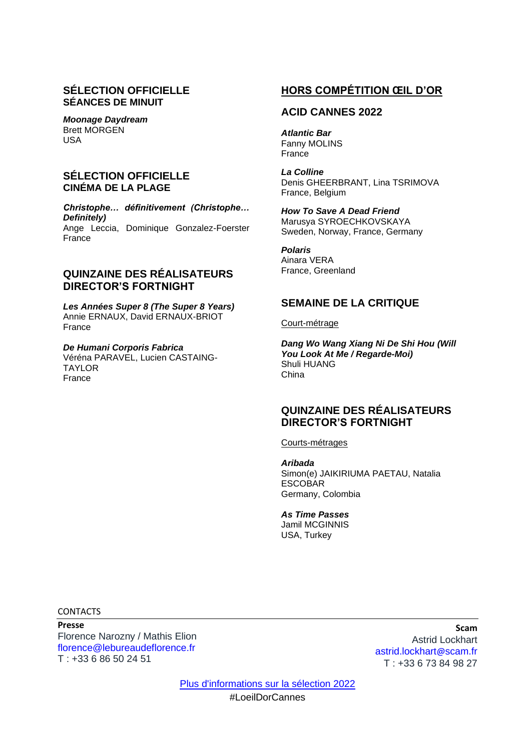## SÉLECTION OFFICIELLE
## SÉANCES DE MINUIT

***Moonage Daydream***
Brett MORGEN
USA

## SÉLECTION OFFICIELLE
## CINÉMA DE LA PLAGE

***Christophe… définitivement (Christophe… Definitely)***
Ange Leccia, Dominique Gonzalez-Foerster
France

## QUINZAINE DES RÉALISATEURS
## DIRECTOR'S FORTNIGHT

***Les Années Super 8 (The Super 8 Years)***
Annie ERNAUX, David ERNAUX-BRIOT
France

***De Humani Corporis Fabrica***
Véréna PARAVEL, Lucien CASTAING-TAYLOR
France

## HORS COMPÉTITION ŒIL D'OR

## ACID CANNES 2022

***Atlantic Bar***
Fanny MOLINS
France

***La Colline***
Denis GHEERBRANT, Lina TSRIMOVA
France, Belgium

***How To Save A Dead Friend***
Marusya SYROECHKOVSKAYA
Sweden, Norway, France, Germany

***Polaris***
Ainara VERA
France, Greenland

## SEMAINE DE LA CRITIQUE

Court-métrage

***Dang Wo Wang Xiang Ni De Shi Hou (Will You Look At Me / Regarde-Moi)***
Shuli HUANG
China

## QUINZAINE DES RÉALISATEURS
## DIRECTOR'S FORTNIGHT

Courts-métrages

***Aribada***
Simon(e) JAIKIRIUMA PAETAU, Natalia ESCOBAR
Germany, Colombia

***As Time Passes***
Jamil MCGINNIS
USA, Turkey

CONTACTS

**Presse**
Florence Narozny / Mathis Elion
florence@lebureaudeflorence.fr
T : +33 6 86 50 24 51

**Scam**
Astrid Lockhart
astrid.lockhart@scam.fr
T : +33 6 73 84 98 27

Plus d'informations sur la sélection 2022
#LoeilDorCannes